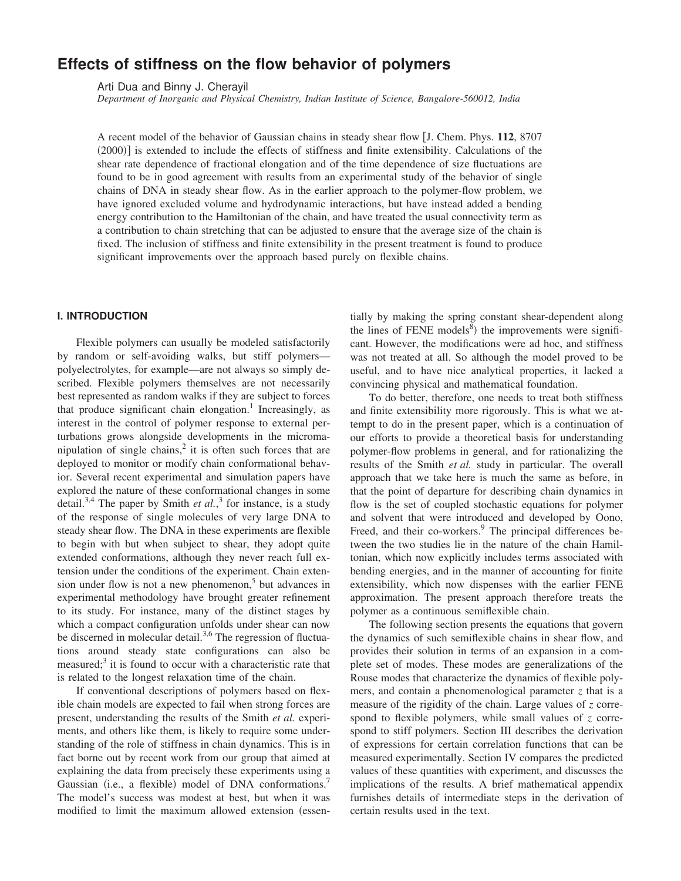# Effects of stiffness on the flow behavior of polymers

Arti Dua and Binny J. Cherayil

*Department of Inorganic and Physical Chemistry, Indian Institute of Science, Bangalore-560012, India*

A recent model of the behavior of Gaussian chains in steady shear flow [J. Chem. Phys. **112**, 8707 (2000)] is extended to include the effects of stiffness and finite extensibility. Calculations of the shear rate dependence of fractional elongation and of the time dependence of size fluctuations are found to be in good agreement with results from an experimental study of the behavior of single chains of DNA in steady shear flow. As in the earlier approach to the polymer-flow problem, we have ignored excluded volume and hydrodynamic interactions, but have instead added a bending energy contribution to the Hamiltonian of the chain, and have treated the usual connectivity term as a contribution to chain stretching that can be adjusted to ensure that the average size of the chain is fixed. The inclusion of stiffness and finite extensibility in the present treatment is found to produce significant improvements over the approach based purely on flexible chains.

## I. INTRODUCTION

Flexible polymers can usually be modeled satisfactorily by random or self-avoiding walks, but stiff polymers—polyelectrolytes, for example—are not always so simply described. Flexible polymers themselves are not necessarily best represented as random walks if they are subject to forces that produce significant chain elongation.[1] Increasingly, as interest in the control of polymer response to external perturbations grows alongside developments in the micromanipulation of single chains,[2] it is often such forces that are deployed to monitor or modify chain conformational behavior. Several recent experimental and simulation papers have explored the nature of these conformational changes in some detail.[3,4] The paper by Smith *et al.*,[3] for instance, is a study of the response of single molecules of very large DNA to steady shear flow. The DNA in these experiments are flexible to begin with but when subject to shear, they adopt quite extended conformations, although they never reach full extension under the conditions of the experiment. Chain extension under flow is not a new phenomenon,[5] but advances in experimental methodology have brought greater refinement to its study. For instance, many of the distinct stages by which a compact configuration unfolds under shear can now be discerned in molecular detail.[3,6] The regression of fluctuations around steady state configurations can also be measured;[3] it is found to occur with a characteristic rate that is related to the longest relaxation time of the chain.

If conventional descriptions of polymers based on flexible chain models are expected to fail when strong forces are present, understanding the results of the Smith *et al.* experiments, and others like them, is likely to require some understanding of the role of stiffness in chain dynamics. This is in fact borne out by recent work from our group that aimed at explaining the data from precisely these experiments using a Gaussian (i.e., a flexible) model of DNA conformations.[7] The model's success was modest at best, but when it was modified to limit the maximum allowed extension (essentially by making the spring constant shear-dependent along the lines of FENE models[8]) the improvements were significant. However, the modifications were ad hoc, and stiffness was not treated at all. So although the model proved to be useful, and to have nice analytical properties, it lacked a convincing physical and mathematical foundation.

To do better, therefore, one needs to treat both stiffness and finite extensibility more rigorously. This is what we attempt to do in the present paper, which is a continuation of our efforts to provide a theoretical basis for understanding polymer-flow problems in general, and for rationalizing the results of the Smith *et al.* study in particular. The overall approach that we take here is much the same as before, in that the point of departure for describing chain dynamics in flow is the set of coupled stochastic equations for polymer and solvent that were introduced and developed by Oono, Freed, and their co-workers.[9] The principal differences between the two studies lie in the nature of the chain Hamiltonian, which now explicitly includes terms associated with bending energies, and in the manner of accounting for finite extensibility, which now dispenses with the earlier FENE approximation. The present approach therefore treats the polymer as a continuous semiflexible chain.

The following section presents the equations that govern the dynamics of such semiflexible chains in shear flow, and provides their solution in terms of an expansion in a complete set of modes. These modes are generalizations of the Rouse modes that characterize the dynamics of flexible polymers, and contain a phenomenological parameter $z$ that is a measure of the rigidity of the chain. Large values of $z$ correspond to flexible polymers, while small values of $z$ correspond to stiff polymers. Section III describes the derivation of expressions for certain correlation functions that can be measured experimentally. Section IV compares the predicted values of these quantities with experiment, and discusses the implications of the results. A brief mathematical appendix furnishes details of intermediate steps in the derivation of certain results used in the text.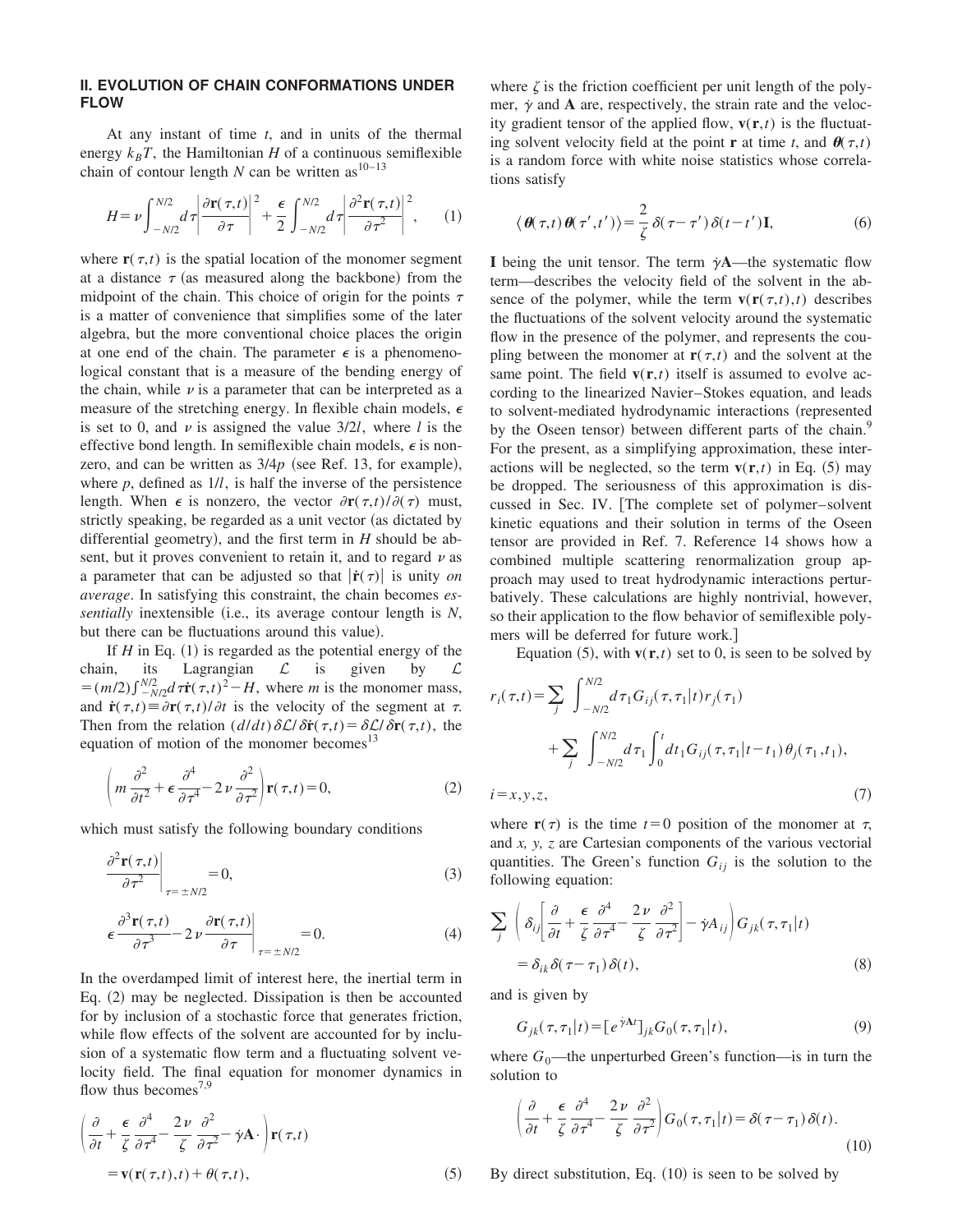## II. EVOLUTION OF CHAIN CONFORMATIONS UNDER FLOW

At any instant of time $t$, and in units of the thermal energy $k_BT$, the Hamiltonian $H$ of a continuous semiflexible chain of contour length $N$ can be written as[10–13]

$$H=\nu\int_{-N/2}^{N/2}d\tau\left|\frac{\partial\mathbf{r}(\tau,t)}{\partial\tau}\right|^2+\frac{\epsilon}{2}\int_{-N/2}^{N/2}d\tau\left|\frac{\partial^2\mathbf{r}(\tau,t)}{\partial\tau^2}\right|^2, \tag{1}$$

where $\mathbf{r}(\tau,t)$ is the spatial location of the monomer segment at a distance $\tau$ (as measured along the backbone) from the midpoint of the chain. This choice of origin for the points $\tau$ is a matter of convenience that simplifies some of the later algebra, but the more conventional choice places the origin at one end of the chain. The parameter $\epsilon$ is a phenomenological constant that is a measure of the bending energy of the chain, while $\nu$ is a parameter that can be interpreted as a measure of the stretching energy. In flexible chain models, $\epsilon$ is set to 0, and $\nu$ is assigned the value $3/2l$, where $l$ is the effective bond length. In semiflexible chain models, $\epsilon$ is nonzero, and can be written as $3/4p$ (see Ref. 13, for example), where $p$, defined as $1/l$, is half the inverse of the persistence length. When $\epsilon$ is nonzero, the vector $\partial\mathbf{r}(\tau,t)/\partial(\tau)$ must, strictly speaking, be regarded as a unit vector (as dictated by differential geometry), and the first term in $H$ should be absent, but it proves convenient to retain it, and to regard $\nu$ as a parameter that can be adjusted so that $|\dot{\mathbf{r}}(\tau)|$ is unity *on average*. In satisfying this constraint, the chain becomes *essentially* inextensible (i.e., its average contour length is $N$, but there can be fluctuations around this value).

If $H$ in Eq. (1) is regarded as the potential energy of the chain, its Lagrangian $\mathcal{L}$ is given by $\mathcal{L}=(m/2)\int_{-N/2}^{N/2}d\tau\dot{\mathbf{r}}(\tau,t)^2-H$, where $m$ is the monomer mass, and $\dot{\mathbf{r}}(\tau,t)\equiv\partial\mathbf{r}(\tau,t)/\partial t$ is the velocity of the segment at $\tau$. Then from the relation $(d/dt)\delta\mathcal{L}/\delta\dot{\mathbf{r}}(\tau,t)=\delta\mathcal{L}/\delta\mathbf{r}(\tau,t)$, the equation of motion of the monomer becomes[13]

$$\left(m\frac{\partial^2}{\partial t^2}+\epsilon\frac{\partial^4}{\partial\tau^4}-2\nu\frac{\partial^2}{\partial\tau^2}\right)\mathbf{r}(\tau,t)=0, \tag{2}$$

which must satisfy the following boundary conditions

$$\left.\frac{\partial^2\mathbf{r}(\tau,t)}{\partial\tau^2}\right|_{\tau=\pm N/2}=0, \tag{3}$$

$$\left.\epsilon\frac{\partial^3\mathbf{r}(\tau,t)}{\partial\tau^3}-2\nu\frac{\partial\mathbf{r}(\tau,t)}{\partial\tau}\right|_{\tau=\pm N/2}=0. \tag{4}$$

In the overdamped limit of interest here, the inertial term in Eq. (2) may be neglected. Dissipation is then be accounted for by inclusion of a stochastic force that generates friction, while flow effects of the solvent are accounted for by inclusion of a systematic flow term and a fluctuating solvent velocity field. The final equation for monomer dynamics in flow thus becomes[7,9]

$$\left(\frac{\partial}{\partial t}+\frac{\epsilon}{\zeta}\frac{\partial^4}{\partial\tau^4}-\frac{2\nu}{\zeta}\frac{\partial^2}{\partial\tau^2}-\dot{\gamma}\mathbf{A}\cdot\right)\mathbf{r}(\tau,t)=\mathbf{v}(\mathbf{r}(\tau,t),t)+\theta(\tau,t), \tag{5}$$

where $\zeta$ is the friction coefficient per unit length of the polymer, $\dot{\gamma}$ and $\mathbf{A}$ are, respectively, the strain rate and the velocity gradient tensor of the applied flow, $\mathbf{v}(\mathbf{r},t)$ is the fluctuating solvent velocity field at the point $\mathbf{r}$ at time $t$, and $\boldsymbol{\theta}(\tau,t)$ is a random force with white noise statistics whose correlations satisfy

$$\langle\boldsymbol{\theta}(\tau,t)\boldsymbol{\theta}(\tau',t')\rangle=\frac{2}{\zeta}\delta(\tau-\tau')\delta(t-t')\mathbf{I}, \tag{6}$$

$\mathbf{I}$ being the unit tensor. The term $\dot{\gamma}\mathbf{A}$—the systematic flow term—describes the velocity field of the solvent in the absence of the polymer, while the term $\mathbf{v}(\mathbf{r}(\tau,t),t)$ describes the fluctuations of the solvent velocity around the systematic flow in the presence of the polymer, and represents the coupling between the monomer at $\mathbf{r}(\tau,t)$ and the solvent at the same point. The field $\mathbf{v}(\mathbf{r},t)$ itself is assumed to evolve according to the linearized Navier–Stokes equation, and leads to solvent-mediated hydrodynamic interactions (represented by the Oseen tensor) between different parts of the chain.[9] For the present, as a simplifying approximation, these interactions will be neglected, so the term $\mathbf{v}(\mathbf{r},t)$ in Eq. (5) may be dropped. The seriousness of this approximation is discussed in Sec. IV. [The complete set of polymer–solvent kinetic equations and their solution in terms of the Oseen tensor are provided in Ref. 7. Reference 14 shows how a combined multiple scattering renormalization group approach may used to treat hydrodynamic interactions perturbatively. These calculations are highly nontrivial, however, so their application to the flow behavior of semiflexible polymers will be deferred for future work.]

Equation (5), with $\mathbf{v}(\mathbf{r},t)$ set to 0, is seen to be solved by

$$r_i(\tau,t)=\sum_j\int_{-N/2}^{N/2}d\tau_1G_{ij}(\tau,\tau_1|t)r_j(\tau_1)+\sum_j\int_{-N/2}^{N/2}d\tau_1\int_0^t dt_1G_{ij}(\tau,\tau_1|t-t_1)\theta_j(\tau_1,t_1),$$

$$i=x,y,z, \tag{7}$$

where $\mathbf{r}(\tau)$ is the time $t=0$ position of the monomer at $\tau$, and $x$, $y$, $z$ are Cartesian components of the various vectorial quantities. The Green's function $G_{ij}$ is the solution to the following equation:

$$\sum_j\left(\delta_{ij}\left[\frac{\partial}{\partial t}+\frac{\epsilon}{\zeta}\frac{\partial^4}{\partial\tau^4}-\frac{2\nu}{\zeta}\frac{\partial^2}{\partial\tau^2}\right]-\dot{\gamma}A_{ij}\right)G_{jk}(\tau,\tau_1|t)=\delta_{ik}\delta(\tau-\tau_1)\delta(t), \tag{8}$$

and is given by

$$G_{jk}(\tau,\tau_1|t)=[e^{\dot{\gamma}\mathbf{A}t}]_{jk}G_0(\tau,\tau_1|t), \tag{9}$$

where $G_0$—the unperturbed Green's function—is in turn the solution to

$$\left(\frac{\partial}{\partial t}+\frac{\epsilon}{\zeta}\frac{\partial^4}{\partial\tau^4}-\frac{2\nu}{\zeta}\frac{\partial^2}{\partial\tau^2}\right)G_0(\tau,\tau_1|t)=\delta(\tau-\tau_1)\delta(t). \tag{10}$$

By direct substitution, Eq. (10) is seen to be solved by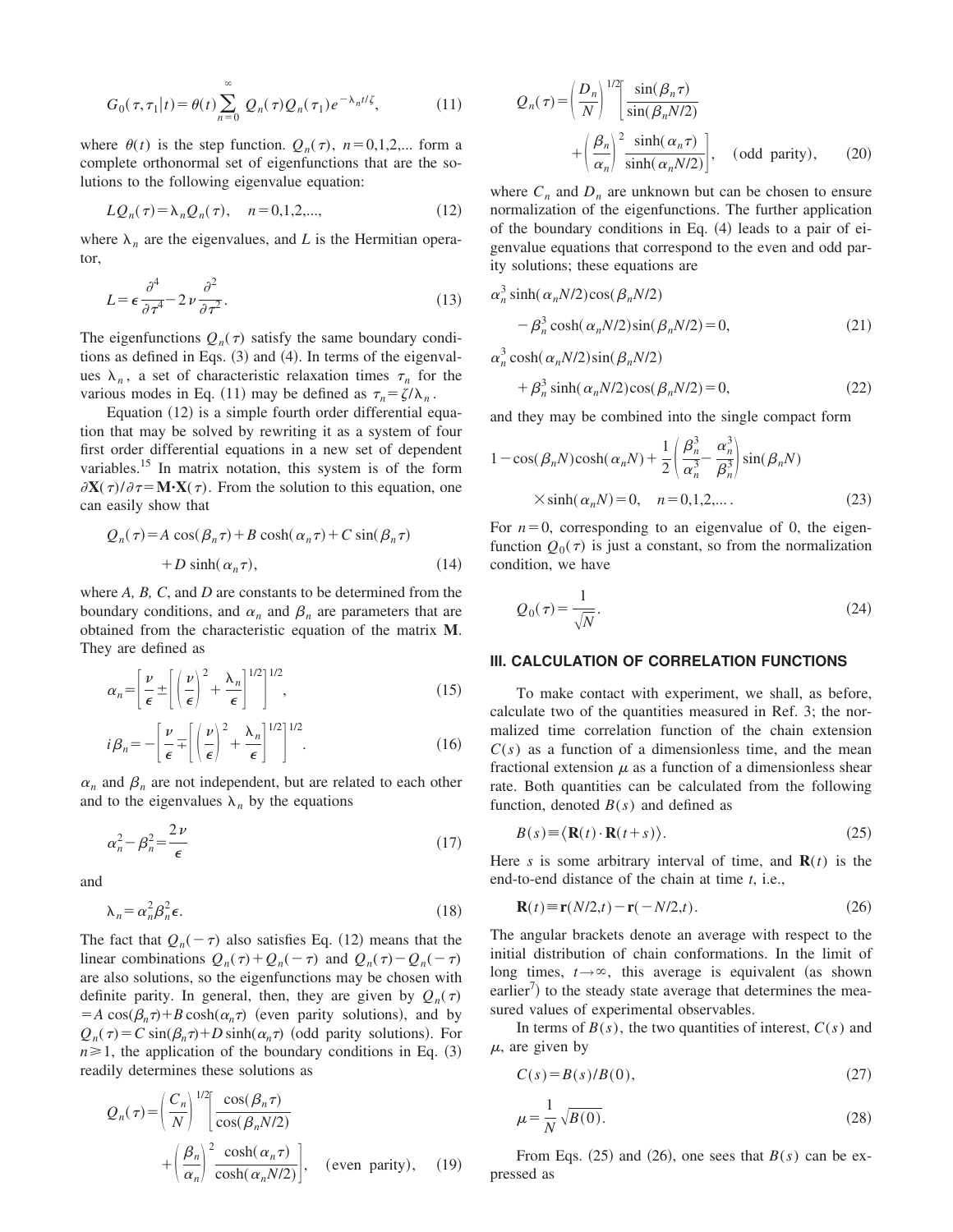$$G_0(\tau,\tau_1|t) = \theta(t) \sum_{n=0}^{\infty} Q_n(\tau) Q_n(\tau_1) e^{-\lambda_n t/\zeta}, \tag{11}$$

where $\theta(t)$ is the step function. $Q_n(\tau)$, $n=0,1,2,...$ form a complete orthonormal set of eigenfunctions that are the solutions to the following eigenvalue equation:

$$L Q_n(\tau) = \lambda_n Q_n(\tau), \quad n=0,1,2,..., \tag{12}$$

where $\lambda_n$ are the eigenvalues, and $L$ is the Hermitian operator,

$$L = \epsilon \frac{\partial^4}{\partial \tau^4} - 2\nu \frac{\partial^2}{\partial \tau^2}. \tag{13}$$

The eigenfunctions $Q_n(\tau)$ satisfy the same boundary conditions as defined in Eqs. (3) and (4). In terms of the eigenvalues $\lambda_n$, a set of characteristic relaxation times $\tau_n$ for the various modes in Eq. (11) may be defined as $\tau_n = \zeta/\lambda_n$.

Equation (12) is a simple fourth order differential equation that may be solved by rewriting it as a system of four first order differential equations in a new set of dependent variables.[15] In matrix notation, this system is of the form $\partial \mathbf{X}(\tau)/\partial \tau = \mathbf{M} \cdot \mathbf{X}(\tau)$. From the solution to this equation, one can easily show that

$$Q_n(\tau) = A \cos(\beta_n \tau) + B \cosh(\alpha_n \tau) + C \sin(\beta_n \tau) + D \sinh(\alpha_n \tau), \tag{14}$$

where $A$, $B$, $C$, and $D$ are constants to be determined from the boundary conditions, and $\alpha_n$ and $\beta_n$ are parameters that are obtained from the characteristic equation of the matrix $\mathbf{M}$. They are defined as

$$\alpha_n = \left[ \frac{\nu}{\epsilon} \pm \left[ \left( \frac{\nu}{\epsilon} \right)^2 + \frac{\lambda_n}{\epsilon} \right]^{1/2} \right]^{1/2}, \tag{15}$$

$$i\beta_n = -\left[ \frac{\nu}{\epsilon} \mp \left[ \left( \frac{\nu}{\epsilon} \right)^2 + \frac{\lambda_n}{\epsilon} \right]^{1/2} \right]^{1/2}. \tag{16}$$

$\alpha_n$ and $\beta_n$ are not independent, but are related to each other and to the eigenvalues $\lambda_n$ by the equations

$$\alpha_n^2 - \beta_n^2 = \frac{2\nu}{\epsilon} \tag{17}$$

and

$$\lambda_n = \alpha_n^2 \beta_n^2 \epsilon. \tag{18}$$

The fact that $Q_n(-\tau)$ also satisfies Eq. (12) means that the linear combinations $Q_n(\tau) + Q_n(-\tau)$ and $Q_n(\tau) - Q_n(-\tau)$ are also solutions, so the eigenfunctions may be chosen with definite parity. In general, then, they are given by $Q_n(\tau) = A \cos(\beta_n \tau) + B \cosh(\alpha_n \tau)$ (even parity solutions), and by $Q_n(\tau) = C \sin(\beta_n \tau) + D \sinh(\alpha_n \tau)$ (odd parity solutions). For $n \geq 1$, the application of the boundary conditions in Eq. (3) readily determines these solutions as

$$Q_n(\tau) = \left( \frac{C_n}{N} \right)^{1/2} \left[ \frac{\cos(\beta_n \tau)}{\cos(\beta_n N/2)} + \left( \frac{\beta_n}{\alpha_n} \right)^2 \frac{\cosh(\alpha_n \tau)}{\cosh(\alpha_n N/2)} \right], \quad \text{(even parity)}, \tag{19}$$

$$Q_n(\tau) = \left( \frac{D_n}{N} \right)^{1/2} \left[ \frac{\sin(\beta_n \tau)}{\sin(\beta_n N/2)} + \left( \frac{\beta_n}{\alpha_n} \right)^2 \frac{\sinh(\alpha_n \tau)}{\sinh(\alpha_n N/2)} \right], \quad \text{(odd parity)}, \tag{20}$$

where $C_n$ and $D_n$ are unknown but can be chosen to ensure normalization of the eigenfunctions. The further application of the boundary conditions in Eq. (4) leads to a pair of eigenvalue equations that correspond to the even and odd parity solutions; these equations are

$$\alpha_n^3 \sinh(\alpha_n N/2) \cos(\beta_n N/2) - \beta_n^3 \cosh(\alpha_n N/2) \sin(\beta_n N/2) = 0, \tag{21}$$

$$\alpha_n^3 \cosh(\alpha_n N/2) \sin(\beta_n N/2) + \beta_n^3 \sinh(\alpha_n N/2) \cos(\beta_n N/2) = 0, \tag{22}$$

and they may be combined into the single compact form

$$1 - \cos(\beta_n N) \cosh(\alpha_n N) + \frac{1}{2} \left( \frac{\beta_n^3}{\alpha_n^3} - \frac{\alpha_n^3}{\beta_n^3} \right) \sin(\beta_n N) \times \sinh(\alpha_n N) = 0, \quad n=0,1,2,... . \tag{23}$$

For $n=0$, corresponding to an eigenvalue of 0, the eigenfunction $Q_0(\tau)$ is just a constant, so from the normalization condition, we have

$$Q_0(\tau) = \frac{1}{\sqrt{N}}. \tag{24}$$

## III. CALCULATION OF CORRELATION FUNCTIONS

To make contact with experiment, we shall, as before, calculate two of the quantities measured in Ref. 3; the normalized time correlation function of the chain extension $C(s)$ as a function of a dimensionless time, and the mean fractional extension $\mu$ as a function of a dimensionless shear rate. Both quantities can be calculated from the following function, denoted $B(s)$ and defined as

$$B(s) \equiv \langle \mathbf{R}(t) \cdot \mathbf{R}(t+s) \rangle. \tag{25}$$

Here $s$ is some arbitrary interval of time, and $\mathbf{R}(t)$ is the end-to-end distance of the chain at time $t$, i.e.,

$$\mathbf{R}(t) \equiv \mathbf{r}(N/2,t) - \mathbf{r}(-N/2,t). \tag{26}$$

The angular brackets denote an average with respect to the initial distribution of chain conformations. In the limit of long times, $t \to \infty$, this average is equivalent (as shown earlier[7]) to the steady state average that determines the measured values of experimental observables.

In terms of $B(s)$, the two quantities of interest, $C(s)$ and $\mu$, are given by

$$C(s) = B(s)/B(0), \tag{27}$$

$$\mu = \frac{1}{N} \sqrt{B(0)}. \tag{28}$$

From Eqs. (25) and (26), one sees that $B(s)$ can be expressed as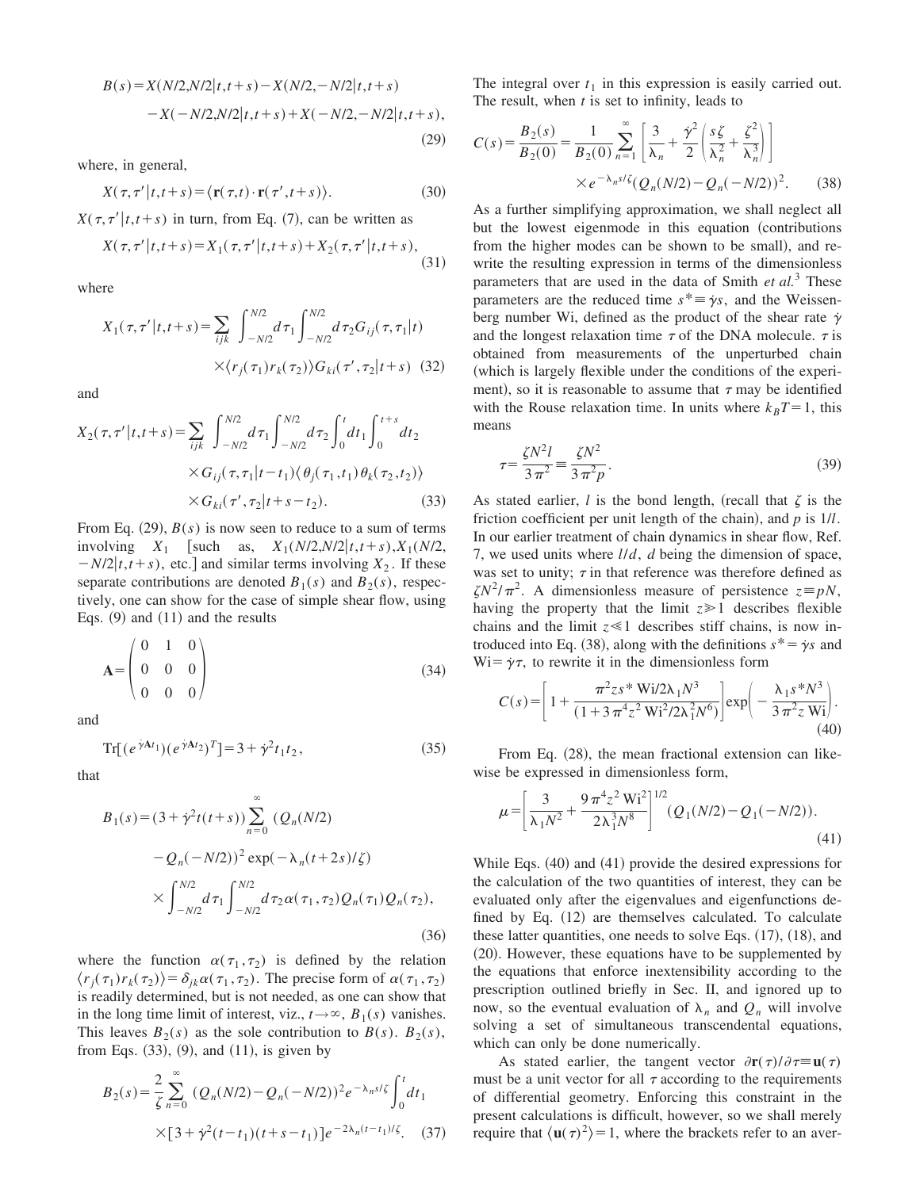$$B(s) = X(N/2,N/2|t,t+s) - X(N/2,-N/2|t,t+s) - X(-N/2,N/2|t,t+s) + X(-N/2,-N/2|t,t+s), \tag{29}$$

where, in general,

$$X(\tau,\tau'|t,t+s) = \langle \mathbf{r}(\tau,t)\cdot\mathbf{r}(\tau',t+s)\rangle. \tag{30}$$

$X(\tau,\tau'|t,t+s)$ in turn, from Eq. (7), can be written as

$$X(\tau,\tau'|t,t+s) = X_1(\tau,\tau'|t,t+s) + X_2(\tau,\tau'|t,t+s), \tag{31}$$

where

$$X_1(\tau,\tau'|t,t+s) = \sum_{ijk} \int_{-N/2}^{N/2} d\tau_1 \int_{-N/2}^{N/2} d\tau_2 G_{ij}(\tau,\tau_1|t) \times \langle r_j(\tau_1) r_k(\tau_2)\rangle G_{ki}(\tau',\tau_2|t+s) \tag{32}$$

and

$$X_2(\tau,\tau'|t,t+s) = \sum_{ijk} \int_{-N/2}^{N/2} d\tau_1 \int_{-N/2}^{N/2} d\tau_2 \int_0^t dt_1 \int_0^{t+s} dt_2 \times G_{ij}(\tau,\tau_1|t-t_1)\langle \theta_j(\tau_1,t_1)\theta_k(\tau_2,t_2)\rangle \times G_{ki}(\tau',\tau_2|t+s-t_2). \tag{33}$$

From Eq. (29), $B(s)$ is now seen to reduce to a sum of terms involving $X_1$ [such as, $X_1(N/2,N/2|t,t+s), X_1(N/2,-N/2|t,t+s)$, etc.] and similar terms involving $X_2$. If these separate contributions are denoted $B_1(s)$ and $B_2(s)$, respectively, one can show for the case of simple shear flow, using Eqs. (9) and (11) and the results

$$\mathbf{A} = \begin{pmatrix} 0 & 1 & 0 \\ 0 & 0 & 0 \\ 0 & 0 & 0 \end{pmatrix} \tag{34}$$

and

$$\mathrm{Tr}[(e^{\dot\gamma \mathbf{A} t_1})(e^{\dot\gamma \mathbf{A} t_2})^T] = 3 + \dot\gamma^2 t_1 t_2, \tag{35}$$

that

$$B_1(s) = (3+\dot\gamma^2 t(t+s)) \sum_{n=0}^{\infty} (Q_n(N/2) - Q_n(-N/2))^2 \exp(-\lambda_n(t+2s)/\zeta) \times \int_{-N/2}^{N/2} d\tau_1 \int_{-N/2}^{N/2} d\tau_2 \alpha(\tau_1,\tau_2) Q_n(\tau_1) Q_n(\tau_2), \tag{36}$$

where the function $\alpha(\tau_1,\tau_2)$ is defined by the relation $\langle r_j(\tau_1) r_k(\tau_2)\rangle = \delta_{jk}\alpha(\tau_1,\tau_2)$. The precise form of $\alpha(\tau_1,\tau_2)$ is readily determined, but is not needed, as one can show that in the long time limit of interest, viz., $t\to\infty$, $B_1(s)$ vanishes. This leaves $B_2(s)$ as the sole contribution to $B(s)$. $B_2(s)$, from Eqs. (33), (9), and (11), is given by

$$B_2(s) = \frac{2}{\zeta} \sum_{n=0}^{\infty} (Q_n(N/2) - Q_n(-N/2))^2 e^{-\lambda_n s/\zeta} \int_0^t dt_1 \times [3 + \dot\gamma^2 (t-t_1)(t+s-t_1)] e^{-2\lambda_n (t-t_1)/\zeta}. \tag{37}$$

The integral over $t_1$ in this expression is easily carried out. The result, when $t$ is set to infinity, leads to

$$C(s) = \frac{B_2(s)}{B_2(0)} = \frac{1}{B_2(0)} \sum_{n=1}^{\infty} \left[ \frac{3}{\lambda_n} + \frac{\dot\gamma^2}{2} \left( \frac{s\zeta}{\lambda_n^2} + \frac{\zeta^2}{\lambda_n^3} \right) \right] \times e^{-\lambda_n s/\zeta} (Q_n(N/2) - Q_n(-N/2))^2. \tag{38}$$

As a further simplifying approximation, we shall neglect all but the lowest eigenmode in this equation (contributions from the higher modes can be shown to be small), and rewrite the resulting expression in terms of the dimensionless parameters that are used in the data of Smith *et al.*[3] These parameters are the reduced time $s^* \equiv \dot\gamma s$, and the Weissenberg number Wi, defined as the product of the shear rate $\dot\gamma$ and the longest relaxation time $\tau$ of the DNA molecule. $\tau$ is obtained from measurements of the unperturbed chain (which is largely flexible under the conditions of the experiment), so it is reasonable to assume that $\tau$ may be identified with the Rouse relaxation time. In units where $k_B T = 1$, this means

$$\tau = \frac{\zeta N^2 l}{3\pi^2} \equiv \frac{\zeta N^2}{3\pi^2 p}. \tag{39}$$

As stated earlier, $l$ is the bond length, (recall that $\zeta$ is the friction coefficient per unit length of the chain), and $p$ is $1/l$. In our earlier treatment of chain dynamics in shear flow, Ref. 7, we used units where $l/d$, $d$ being the dimension of space, was set to unity; $\tau$ in that reference was therefore defined as $\zeta N^2/\pi^2$. A dimensionless measure of persistence $z \equiv pN$, having the property that the limit $z \gg 1$ describes flexible chains and the limit $z \ll 1$ describes stiff chains, is now introduced into Eq. (38), along with the definitions $s^* = \dot\gamma s$ and $\mathrm{Wi} = \dot\gamma\tau$, to rewrite it in the dimensionless form

$$C(s) = \left[ 1 + \frac{\pi^2 z s^* \,\mathrm{Wi}/2\lambda_1 N^3}{(1 + 3\pi^4 z^2 \,\mathrm{Wi}^2/2\lambda_1^2 N^6)} \right] \exp\left( -\frac{\lambda_1 s^* N^3}{3\pi^2 z \,\mathrm{Wi}} \right). \tag{40}$$

From Eq. (28), the mean fractional extension can likewise be expressed in dimensionless form,

$$\mu = \left[ \frac{3}{\lambda_1 N^2} + \frac{9\pi^4 z^2 \,\mathrm{Wi}^2}{2\lambda_1^3 N^8} \right]^{1/2} (Q_1(N/2) - Q_1(-N/2)). \tag{41}$$

While Eqs. (40) and (41) provide the desired expressions for the calculation of the two quantities of interest, they can be evaluated only after the eigenvalues and eigenfunctions defined by Eq. (12) are themselves calculated. To calculate these latter quantities, one needs to solve Eqs. (17), (18), and (20). However, these equations have to be supplemented by the equations that enforce inextensibility according to the prescription outlined briefly in Sec. II, and ignored up to now, so the eventual evaluation of $\lambda_n$ and $Q_n$ will involve solving a set of simultaneous transcendental equations, which can only be done numerically.

As stated earlier, the tangent vector $\partial\mathbf{r}(\tau)/\partial\tau \equiv \mathbf{u}(\tau)$ must be a unit vector for all $\tau$ according to the requirements of differential geometry. Enforcing this constraint in the present calculations is difficult, however, so we shall merely require that $\langle \mathbf{u}(\tau)^2\rangle = 1$, where the brackets refer to an aver-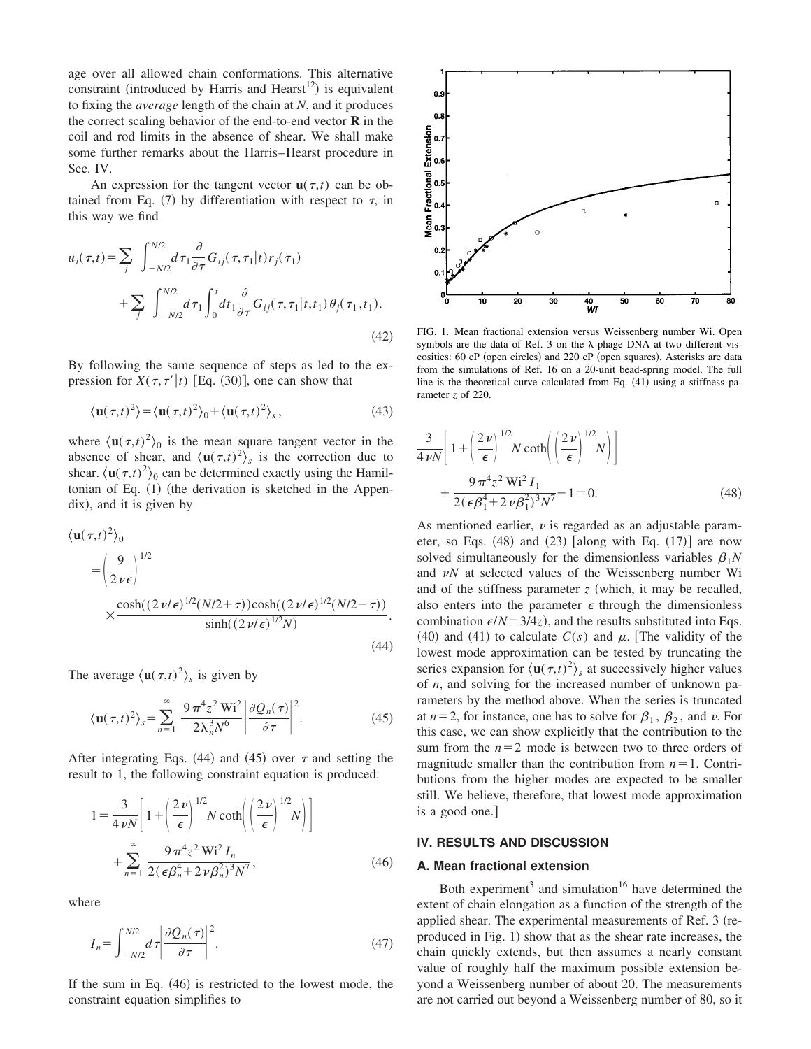age over all allowed chain conformations. This alternative constraint (introduced by Harris and Hearst[12]) is equivalent to fixing the *average* length of the chain at $N$, and it produces the correct scaling behavior of the end-to-end vector $\mathbf{R}$ in the coil and rod limits in the absence of shear. We shall make some further remarks about the Harris–Hearst procedure in Sec. IV.

An expression for the tangent vector $\mathbf{u}(\tau,t)$ can be obtained from Eq. (7) by differentiation with respect to $\tau$, in this way we find

$$u_i(\tau,t)=\sum_j \int_{-N/2}^{N/2} d\tau_1 \frac{\partial}{\partial \tau} G_{ij}(\tau,\tau_1|t) r_j(\tau_1) + \sum_j \int_{-N/2}^{N/2} d\tau_1 \int_0^t dt_1 \frac{\partial}{\partial \tau} G_{ij}(\tau,\tau_1|t,t_1)\,\theta_j(\tau_1,t_1). \tag{42}$$

By following the same sequence of steps as led to the expression for $X(\tau,\tau'|t)$ [Eq. (30)], one can show that

$$\langle \mathbf{u}(\tau,t)^2\rangle = \langle \mathbf{u}(\tau,t)^2\rangle_0 + \langle \mathbf{u}(\tau,t)^2\rangle_s, \tag{43}$$

where $\langle \mathbf{u}(\tau,t)^2\rangle_0$ is the mean square tangent vector in the absence of shear, and $\langle \mathbf{u}(\tau,t)^2\rangle_s$ is the correction due to shear. $\langle \mathbf{u}(\tau,t)^2\rangle_0$ can be determined exactly using the Hamiltonian of Eq. (1) (the derivation is sketched in the Appendix), and it is given by

$$\langle \mathbf{u}(\tau,t)^2\rangle_0 = \left(\frac{9}{2\nu\epsilon}\right)^{1/2} \times \frac{\cosh((2\nu/\epsilon)^{1/2}(N/2+\tau))\cosh((2\nu/\epsilon)^{1/2}(N/2-\tau))}{\sinh((2\nu/\epsilon)^{1/2}N)}. \tag{44}$$

The average $\langle \mathbf{u}(\tau,t)^2\rangle_s$ is given by

$$\langle \mathbf{u}(\tau,t)^2\rangle_s = \sum_{n=1}^{\infty} \frac{9\pi^4 z^2\,\mathrm{Wi}^2}{2\lambda_n^3 N^6}\left|\frac{\partial Q_n(\tau)}{\partial \tau}\right|^2. \tag{45}$$

After integrating Eqs. (44) and (45) over $\tau$ and setting the result to 1, the following constraint equation is produced:

$$1=\frac{3}{4\nu N}\left[1+\left(\frac{2\nu}{\epsilon}\right)^{1/2} N \coth\left(\left(\frac{2\nu}{\epsilon}\right)^{1/2} N\right)\right] + \sum_{n=1}^{\infty} \frac{9\pi^4 z^2\,\mathrm{Wi}^2 I_n}{2(\epsilon\beta_n^4+2\nu\beta_n^2)^3 N^7}, \tag{46}$$

where

$$I_n = \int_{-N/2}^{N/2} d\tau \left|\frac{\partial Q_n(\tau)}{\partial \tau}\right|^2. \tag{47}$$

If the sum in Eq. (46) is restricted to the lowest mode, the constraint equation simplifies to

FIG. 1. Mean fractional extension versus Weissenberg number Wi. Open symbols are the data of Ref. 3 on the λ-phage DNA at two different viscosities: 60 cP (open circles) and 220 cP (open squares). Asterisks are data from the simulations of Ref. 16 on a 20-unit bead-spring model. The full line is the theoretical curve calculated from Eq. (41) using a stiffness parameter $z$ of 220.

$$\frac{3}{4\nu N}\left[1+\left(\frac{2\nu}{\epsilon}\right)^{1/2} N \coth\left(\left(\frac{2\nu}{\epsilon}\right)^{1/2} N\right)\right] + \frac{9\pi^4 z^2\,\mathrm{Wi}^2 I_1}{2(\epsilon\beta_1^4+2\nu\beta_1^2)^3 N^7} - 1 = 0. \tag{48}$$

As mentioned earlier, $\nu$ is regarded as an adjustable parameter, so Eqs. (48) and (23) [along with Eq. (17)] are now solved simultaneously for the dimensionless variables $\beta_1 N$ and $\nu N$ at selected values of the Weissenberg number Wi and of the stiffness parameter $z$ (which, it may be recalled, also enters into the parameter $\epsilon$ through the dimensionless combination $\epsilon/N = 3/4z$), and the results substituted into Eqs. (40) and (41) to calculate $C(s)$ and $\mu$. [The validity of the lowest mode approximation can be tested by truncating the series expansion for $\langle \mathbf{u}(\tau,t)^2\rangle_s$ at successively higher values of $n$, and solving for the increased number of unknown parameters by the method above. When the series is truncated at $n=2$, for instance, one has to solve for $\beta_1$, $\beta_2$, and $\nu$. For this case, we can show explicitly that the contribution to the sum from the $n=2$ mode is between two to three orders of magnitude smaller than the contribution from $n=1$. Contributions from the higher modes are expected to be smaller still. We believe, therefore, that lowest mode approximation is a good one.]

## IV. RESULTS AND DISCUSSION

### A. Mean fractional extension

Both experiment[3] and simulation[16] have determined the extent of chain elongation as a function of the strength of the applied shear. The experimental measurements of Ref. 3 (reproduced in Fig. 1) show that as the shear rate increases, the chain quickly extends, but then assumes a nearly constant value of roughly half the maximum possible extension beyond a Weissenberg number of about 20. The measurements are not carried out beyond a Weissenberg number of 80, so it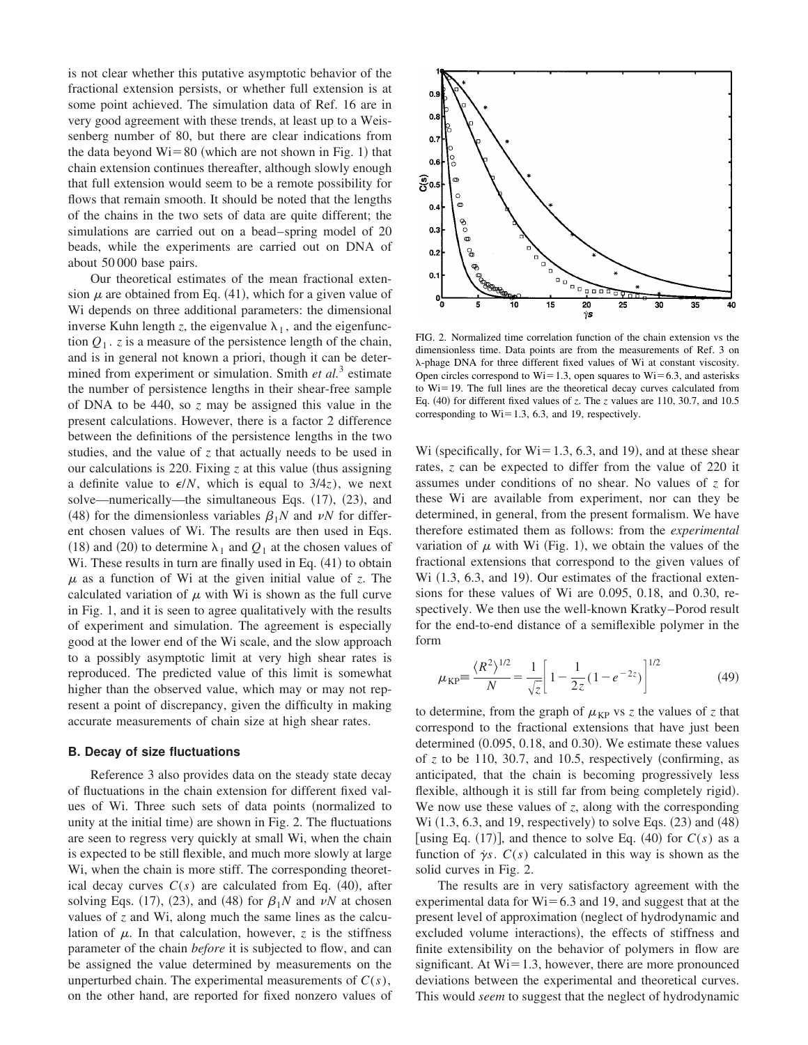is not clear whether this putative asymptotic behavior of the fractional extension persists, or whether full extension is at some point achieved. The simulation data of Ref. 16 are in very good agreement with these trends, at least up to a Weissenberg number of 80, but there are clear indications from the data beyond Wi = 80 (which are not shown in Fig. 1) that chain extension continues thereafter, although slowly enough that full extension would seem to be a remote possibility for flows that remain smooth. It should be noted that the lengths of the chains in the two sets of data are quite different; the simulations are carried out on a bead–spring model of 20 beads, while the experiments are carried out on DNA of about 50 000 base pairs.

Our theoretical estimates of the mean fractional extension $\mu$ are obtained from Eq. (41), which for a given value of Wi depends on three additional parameters: the dimensional inverse Kuhn length $z$, the eigenvalue $\lambda_1$, and the eigenfunction $Q_1$. $z$ is a measure of the persistence length of the chain, and is in general not known a priori, though it can be determined from experiment or simulation. Smith *et al.*[3] estimate the number of persistence lengths in their shear-free sample of DNA to be 440, so $z$ may be assigned this value in the present calculations. However, there is a factor 2 difference between the definitions of the persistence lengths in the two studies, and the value of $z$ that actually needs to be used in our calculations is 220. Fixing $z$ at this value (thus assigning a definite value to $\epsilon/N$, which is equal to $3/4z$), we next solve—numerically—the simultaneous Eqs. (17), (23), and (48) for the dimensionless variables $\beta_1 N$ and $\nu N$ for different chosen values of Wi. The results are then used in Eqs. (18) and (20) to determine $\lambda_1$ and $Q_1$ at the chosen values of Wi. These results in turn are finally used in Eq. (41) to obtain $\mu$ as a function of Wi at the given initial value of $z$. The calculated variation of $\mu$ with Wi is shown as the full curve in Fig. 1, and it is seen to agree qualitatively with the results of experiment and simulation. The agreement is especially good at the lower end of the Wi scale, and the slow approach to a possibly asymptotic limit at very high shear rates is reproduced. The predicted value of this limit is somewhat higher than the observed value, which may or may not represent a point of discrepancy, given the difficulty in making accurate measurements of chain size at high shear rates.

### B. Decay of size fluctuations

Reference 3 also provides data on the steady state decay of fluctuations in the chain extension for different fixed values of Wi. Three such sets of data points (normalized to unity at the initial time) are shown in Fig. 2. The fluctuations are seen to regress very quickly at small Wi, when the chain is expected to be still flexible, and much more slowly at large Wi, when the chain is more stiff. The corresponding theoretical decay curves $C(s)$ are calculated from Eq. (40), after solving Eqs. (17), (23), and (48) for $\beta_1 N$ and $\nu N$ at chosen values of $z$ and Wi, along much the same lines as the calculation of $\mu$. In that calculation, however, $z$ is the stiffness parameter of the chain *before* it is subjected to flow, and can be assigned the value determined by measurements on the unperturbed chain. The experimental measurements of $C(s)$, on the other hand, are reported for fixed nonzero values of Wi (specifically, for Wi = 1.3, 6.3, and 19), and at these shear rates, $z$ can be expected to differ from the value of 220 it assumes under conditions of no shear. No values of $z$ for these Wi are available from experiment, nor can they be determined, in general, from the present formalism. We have therefore estimated them as follows: from the *experimental* variation of $\mu$ with Wi (Fig. 1), we obtain the values of the fractional extensions that correspond to the given values of Wi (1.3, 6.3, and 19). Our estimates of the fractional extensions for these values of Wi are 0.095, 0.18, and 0.30, respectively. We then use the well-known Kratky–Porod result for the end-to-end distance of a semiflexible polymer in the form

$$\mu_{\mathrm{KP}} \equiv \frac{\langle R^2 \rangle^{1/2}}{N} = \frac{1}{\sqrt{z}} \left[ 1 - \frac{1}{2z} \left( 1 - e^{-2z} \right) \right]^{1/2} \tag{49}$$

to determine, from the graph of $\mu_{\mathrm{KP}}$ vs $z$ the values of $z$ that correspond to the fractional extensions that have just been determined (0.095, 0.18, and 0.30). We estimate these values of $z$ to be 110, 30.7, and 10.5, respectively (confirming, as anticipated, that the chain is becoming progressively less flexible, although it is still far from being completely rigid). We now use these values of $z$, along with the corresponding Wi (1.3, 6.3, and 19, respectively) to solve Eqs. (23) and (48) [using Eq. (17)], and thence to solve Eq. (40) for $C(s)$ as a function of $\dot{\gamma}s$. $C(s)$ calculated in this way is shown as the solid curves in Fig. 2.

FIG. 2. Normalized time correlation function of the chain extension vs the dimensionless time. Data points are from the measurements of Ref. 3 on λ-phage DNA for three different fixed values of Wi at constant viscosity. Open circles correspond to Wi = 1.3, open squares to Wi = 6.3, and asterisks to Wi = 19. The full lines are the theoretical decay curves calculated from Eq. (40) for different fixed values of $z$. The $z$ values are 110, 30.7, and 10.5 corresponding to Wi = 1.3, 6.3, and 19, respectively.

The results are in very satisfactory agreement with the experimental data for Wi = 6.3 and 19, and suggest that at the present level of approximation (neglect of hydrodynamic and excluded volume interactions), the effects of stiffness and finite extensibility on the behavior of polymers in flow are significant. At Wi = 1.3, however, there are more pronounced deviations between the experimental and theoretical curves. This would *seem* to suggest that the neglect of hydrodynamic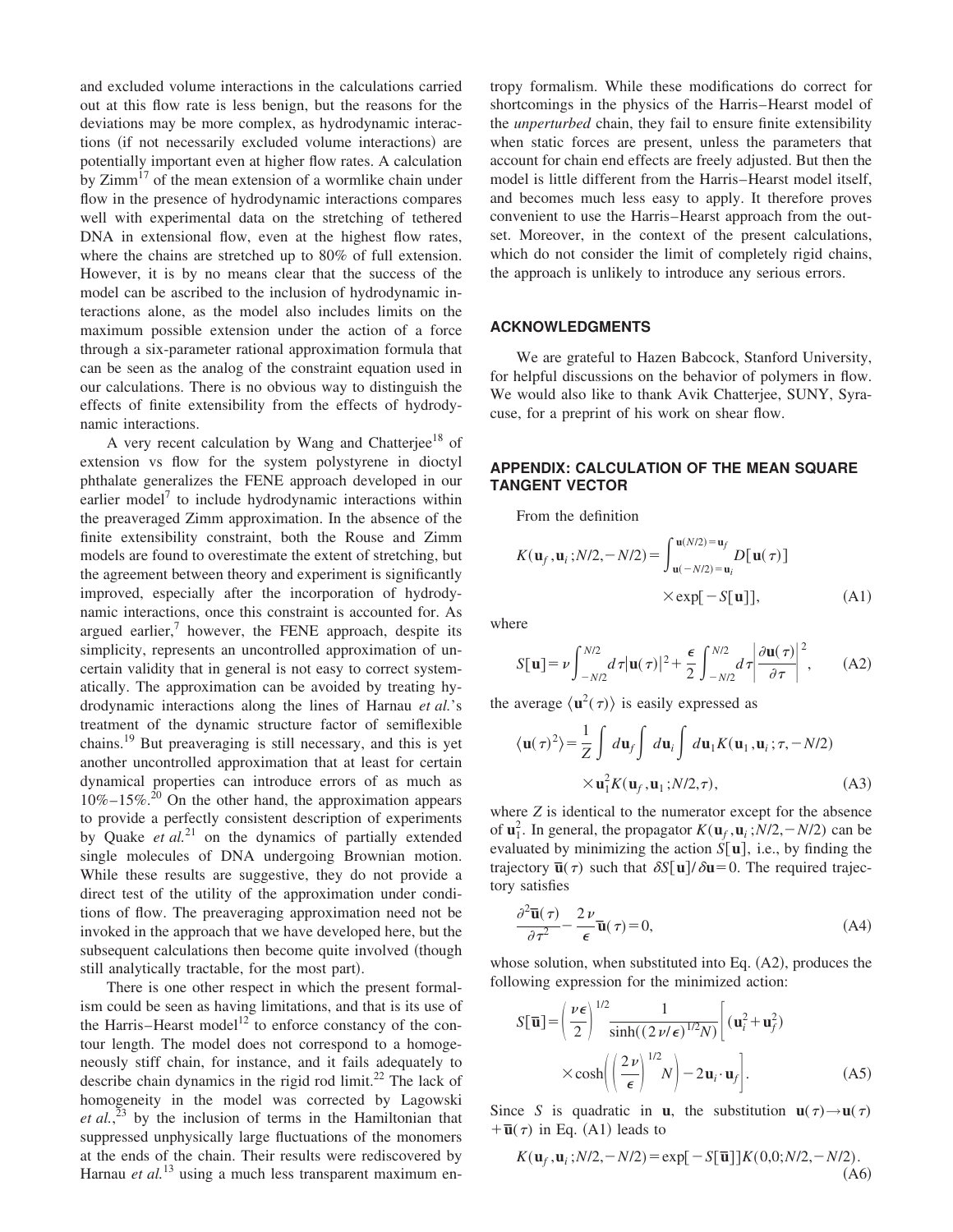and excluded volume interactions in the calculations carried out at this flow rate is less benign, but the reasons for the deviations may be more complex, as hydrodynamic interactions (if not necessarily excluded volume interactions) are potentially important even at higher flow rates. A calculation by Zimm[17] of the mean extension of a wormlike chain under flow in the presence of hydrodynamic interactions compares well with experimental data on the stretching of tethered DNA in extensional flow, even at the highest flow rates, where the chains are stretched up to 80% of full extension. However, it is by no means clear that the success of the model can be ascribed to the inclusion of hydrodynamic interactions alone, as the model also includes limits on the maximum possible extension under the action of a force through a six-parameter rational approximation formula that can be seen as the analog of the constraint equation used in our calculations. There is no obvious way to distinguish the effects of finite extensibility from the effects of hydrodynamic interactions.

A very recent calculation by Wang and Chatterjee[18] of extension vs flow for the system polystyrene in dioctyl phthalate generalizes the FENE approach developed in our earlier model[7] to include hydrodynamic interactions within the preaveraged Zimm approximation. In the absence of the finite extensibility constraint, both the Rouse and Zimm models are found to overestimate the extent of stretching, but the agreement between theory and experiment is significantly improved, especially after the incorporation of hydrodynamic interactions, once this constraint is accounted for. As argued earlier,[7] however, the FENE approach, despite its simplicity, represents an uncontrolled approximation of uncertain validity that in general is not easy to correct systematically. The approximation can be avoided by treating hydrodynamic interactions along the lines of Harnau *et al.*'s treatment of the dynamic structure factor of semiflexible chains.[19] But preaveraging is still necessary, and this is yet another uncontrolled approximation that at least for certain dynamical properties can introduce errors of as much as 10%–15%.[20] On the other hand, the approximation appears to provide a perfectly consistent description of experiments by Quake *et al.*[21] on the dynamics of partially extended single molecules of DNA undergoing Brownian motion. While these results are suggestive, they do not provide a direct test of the utility of the approximation under conditions of flow. The preaveraging approximation need not be invoked in the approach that we have developed here, but the subsequent calculations then become quite involved (though still analytically tractable, for the most part).

There is one other respect in which the present formalism could be seen as having limitations, and that is its use of the Harris–Hearst model[12] to enforce constancy of the contour length. The model does not correspond to a homogeneously stiff chain, for instance, and it fails adequately to describe chain dynamics in the rigid rod limit.[22] The lack of homogeneity in the model was corrected by Lagowski *et al.*,[23] by the inclusion of terms in the Hamiltonian that suppressed unphysically large fluctuations of the monomers at the ends of the chain. Their results were rediscovered by Harnau *et al.*[13] using a much less transparent maximum entropy formalism. While these modifications do correct for shortcomings in the physics of the Harris–Hearst model of the *unperturbed* chain, they fail to ensure finite extensibility when static forces are present, unless the parameters that account for chain end effects are freely adjusted. But then the model is little different from the Harris–Hearst model itself, and becomes much less easy to apply. It therefore proves convenient to use the Harris–Hearst approach from the outset. Moreover, in the context of the present calculations, which do not consider the limit of completely rigid chains, the approach is unlikely to introduce any serious errors.

## ACKNOWLEDGMENTS

We are grateful to Hazen Babcock, Stanford University, for helpful discussions on the behavior of polymers in flow. We would also like to thank Avik Chatterjee, SUNY, Syracuse, for a preprint of his work on shear flow.

## APPENDIX: CALCULATION OF THE MEAN SQUARE TANGENT VECTOR

From the definition

$$K(\mathbf{u}_f,\mathbf{u}_i;N/2,-N/2)=\int_{\mathbf{u}(-N/2)=\mathbf{u}_i}^{\mathbf{u}(N/2)=\mathbf{u}_f} D[\mathbf{u}(\tau)] \times\exp[-S[\mathbf{u}]], \tag{A1}$$

where

$$S[\mathbf{u}]=\nu\int_{-N/2}^{N/2} d\tau|\mathbf{u}(\tau)|^2+\frac{\epsilon}{2}\int_{-N/2}^{N/2} d\tau\left|\frac{\partial\mathbf{u}(\tau)}{\partial\tau}\right|^2, \tag{A2}$$

the average $\langle\mathbf{u}^2(\tau)\rangle$ is easily expressed as

$$\langle\mathbf{u}(\tau)^2\rangle=\frac{1}{Z}\int d\mathbf{u}_f\int d\mathbf{u}_i\int d\mathbf{u}_1 K(\mathbf{u}_1,\mathbf{u}_i;\tau,-N/2) \times\mathbf{u}_1^2 K(\mathbf{u}_f,\mathbf{u}_1;N/2,\tau), \tag{A3}$$

where $Z$ is identical to the numerator except for the absence of $\mathbf{u}_1^2$. In general, the propagator $K(\mathbf{u}_f,\mathbf{u}_i;N/2,-N/2)$ can be evaluated by minimizing the action $S[\mathbf{u}]$, i.e., by finding the trajectory $\bar{\mathbf{u}}(\tau)$ such that $\delta S[\mathbf{u}]/\delta\mathbf{u}=0$. The required trajectory satisfies

$$\frac{\partial^2\bar{\mathbf{u}}(\tau)}{\partial\tau^2}-\frac{2\nu}{\epsilon}\bar{\mathbf{u}}(\tau)=0, \tag{A4}$$

whose solution, when substituted into Eq. (A2), produces the following expression for the minimized action:

$$S[\bar{\mathbf{u}}]=\left(\frac{\nu\epsilon}{2}\right)^{1/2}\frac{1}{\sinh((2\nu/\epsilon)^{1/2}N)}\left[(\mathbf{u}_i^2+\mathbf{u}_f^2) \times\cosh\left(\left(\frac{2\nu}{\epsilon}\right)^{1/2}N\right)-2\mathbf{u}_i\cdot\mathbf{u}_f\right]. \tag{A5}$$

Since $S$ is quadratic in $\mathbf{u}$, the substitution $\mathbf{u}(\tau)\to\mathbf{u}(\tau)+\bar{\mathbf{u}}(\tau)$ in Eq. (A1) leads to

$$K(\mathbf{u}_f,\mathbf{u}_i;N/2,-N/2)=\exp[-S[\bar{\mathbf{u}}]]K(0,0;N/2,-N/2). \tag{A6}$$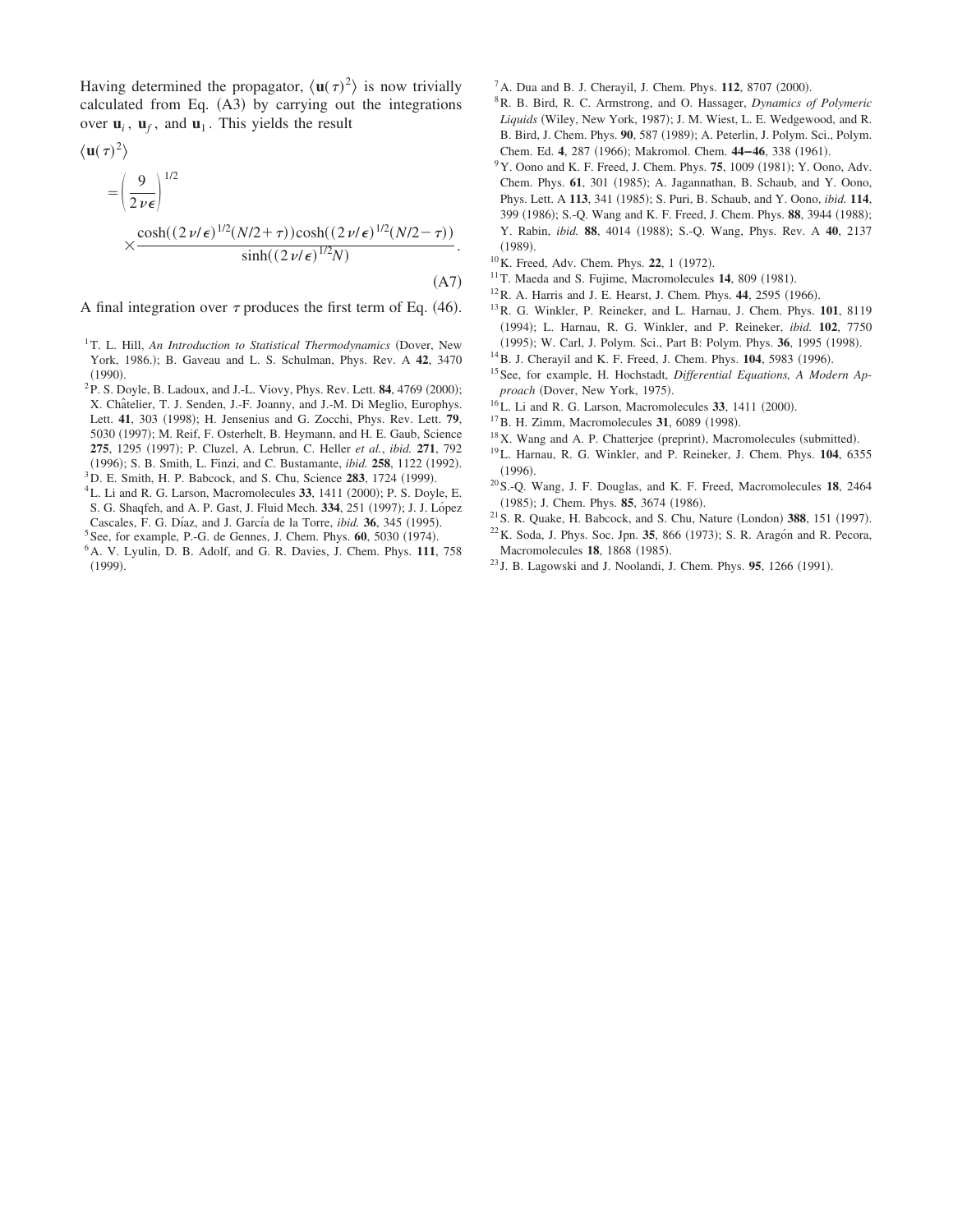Having determined the propagator, $\langle \mathbf{u}(\tau)^2 \rangle$ is now trivially calculated from Eq. (A3) by carrying out the integrations over $\mathbf{u}_i$, $\mathbf{u}_f$, and $\mathbf{u}_1$. This yields the result

$$\langle \mathbf{u}(\tau)^2 \rangle = \left( \frac{9}{2\nu\epsilon} \right)^{1/2} \times \frac{\cosh((2\nu/\epsilon)^{1/2}(N/2+\tau))\cosh((2\nu/\epsilon)^{1/2}(N/2-\tau))}{\sinh((2\nu/\epsilon)^{1/2}N)}. \tag{A7}$$

A final integration over $\tau$ produces the first term of Eq. (46).

[1] T. L. Hill, *An Introduction to Statistical Thermodynamics* (Dover, New York, 1986.); B. Gaveau and L. S. Schulman, Phys. Rev. A **42**, 3470 (1990).

[2] P. S. Doyle, B. Ladoux, and J.-L. Viovy, Phys. Rev. Lett. **84**, 4769 (2000); X. Châtelier, T. J. Senden, J.-F. Joanny, and J.-M. Di Meglio, Europhys. Lett. **41**, 303 (1998); H. Jensenius and G. Zocchi, Phys. Rev. Lett. **79**, 5030 (1997); M. Reif, F. Osterhelt, B. Heymann, and H. E. Gaub, Science **275**, 1295 (1997); P. Cluzel, A. Lebrun, C. Heller *et al.*, *ibid.* **271**, 792 (1996); S. B. Smith, L. Finzi, and C. Bustamante, *ibid.* **258**, 1122 (1992).

[3] D. E. Smith, H. P. Babcock, and S. Chu, Science **283**, 1724 (1999).

[4] L. Li and R. G. Larson, Macromolecules **33**, 1411 (2000); P. S. Doyle, E. S. G. Shaqfeh, and A. P. Gast, J. Fluid Mech. **334**, 251 (1997); J. J. López Cascales, F. G. Díaz, and J. García de la Torre, *ibid.* **36**, 345 (1995).

[5] See, for example, P.-G. de Gennes, J. Chem. Phys. **60**, 5030 (1974).

[6] A. V. Lyulin, D. B. Adolf, and G. R. Davies, J. Chem. Phys. **111**, 758 (1999).

[7] A. Dua and B. J. Cherayil, J. Chem. Phys. **112**, 8707 (2000).

[8] R. B. Bird, R. C. Armstrong, and O. Hassager, *Dynamics of Polymeric Liquids* (Wiley, New York, 1987); J. M. Wiest, L. E. Wedgewood, and R. B. Bird, J. Chem. Phys. **90**, 587 (1989); A. Peterlin, J. Polym. Sci., Polym. Chem. Ed. **4**, 287 (1966); Makromol. Chem. **44–46**, 338 (1961).

[9] Y. Oono and K. F. Freed, J. Chem. Phys. **75**, 1009 (1981); Y. Oono, Adv. Chem. Phys. **61**, 301 (1985); A. Jagannathan, B. Schaub, and Y. Oono, Phys. Lett. A **113**, 341 (1985); S. Puri, B. Schaub, and Y. Oono, *ibid.* **114**, 399 (1986); S.-Q. Wang and K. F. Freed, J. Chem. Phys. **88**, 3944 (1988); Y. Rabin, *ibid.* **88**, 4014 (1988); S.-Q. Wang, Phys. Rev. A **40**, 2137 (1989).

[10] K. Freed, Adv. Chem. Phys. **22**, 1 (1972).

[11] T. Maeda and S. Fujime, Macromolecules **14**, 809 (1981).

[12] R. A. Harris and J. E. Hearst, J. Chem. Phys. **44**, 2595 (1966).

[13] R. G. Winkler, P. Reineker, and L. Harnau, J. Chem. Phys. **101**, 8119 (1994); L. Harnau, R. G. Winkler, and P. Reineker, *ibid.* **102**, 7750 (1995); W. Carl, J. Polym. Sci., Part B: Polym. Phys. **36**, 1995 (1998).

[14] B. J. Cherayil and K. F. Freed, J. Chem. Phys. **104**, 5983 (1996).

[15] See, for example, H. Hochstadt, *Differential Equations, A Modern Approach* (Dover, New York, 1975).

[16] L. Li and R. G. Larson, Macromolecules **33**, 1411 (2000).

[17] B. H. Zimm, Macromolecules **31**, 6089 (1998).

[18] X. Wang and A. P. Chatterjee (preprint), Macromolecules (submitted).

[19] L. Harnau, R. G. Winkler, and P. Reineker, J. Chem. Phys. **104**, 6355 (1996).

[20] S.-Q. Wang, J. F. Douglas, and K. F. Freed, Macromolecules **18**, 2464 (1985); J. Chem. Phys. **85**, 3674 (1986).

[21] S. R. Quake, H. Babcock, and S. Chu, Nature (London) **388**, 151 (1997).

[22] K. Soda, J. Phys. Soc. Jpn. **35**, 866 (1973); S. R. Aragón and R. Pecora, Macromolecules **18**, 1868 (1985).

[23] J. B. Lagowski and J. Noolandi, J. Chem. Phys. **95**, 1266 (1991).